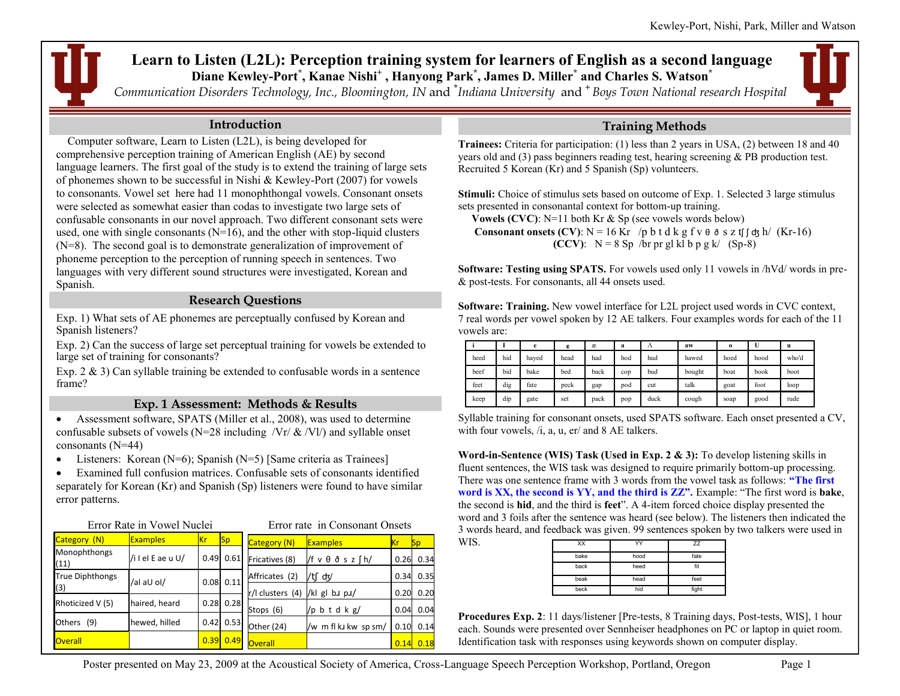# Learn to Listen (L2L): Perception training system for learners of English as a second language

**Diane Kewley-Port[*], Kanae Nishi[+], Hanyong Park[*], James D. Miller[*] and Charles S. Watson[*]**

*Communication Disorders Technology, Inc., Bloomington, IN* and [*]*Indiana University* and [+] *Boys Town National research Hospital*

## Introduction

Computer software, Learn to Listen (L2L), is being developed for comprehensive perception training of American English (AE) by second language learners. The first goal of the study is to extend the training of large sets of phonemes shown to be successful in Nishi & Kewley-Port (2007) for vowels to consonants. Vowel set here had 11 monophthongal vowels. Consonant onsets were selected as somewhat easier than codas to investigate two large sets of confusable consonants in our novel approach. Two different consonant sets were used, one with single consonants (N=16), and the other with stop-liquid clusters (N=8). The second goal is to demonstrate generalization of improvement of phoneme perception to the perception of running speech in sentences. Two languages with very different sound structures were investigated, Korean and Spanish.

## Research Questions

Exp. 1) What sets of AE phonemes are perceptually confused by Korean and Spanish listeners?

Exp. 2) Can the success of large set perceptual training for vowels be extended to large set of training for consonants?

Exp. 2 & 3) Can syllable training be extended to confusable words in a sentence frame?

## Exp. 1 Assessment: Methods & Results

- Assessment software, SPATS (Miller et al., 2008), was used to determine confusable subsets of vowels (N=28 including /Vr/ & /Vl/) and syllable onset consonants (N=44)
- Listeners: Korean (N=6); Spanish (N=5) [Same criteria as Trainees]
- Examined full confusion matrices. Confusable sets of consonants identified separately for Korean (Kr) and Spanish (Sp) listeners were found to have similar error patterns.

Error Rate in Vowel Nuclei

| Category (N) | Examples | Kr | Sp |
|---|---|---|---|
| Monophthongs (11) | /i I eI E ae u U/ | 0.49 | 0.61 |
| True Diphthongs (3) | /aI aU oI/ | 0.08 | 0.11 |
| Rhoticized V (5) | haired, heard | 0.28 | 0.28 |
| Others (9) | hewed, hilled | 0.42 | 0.53 |
| Overall | | 0.39 | 0.49 |

Error rate in Consonant Onsets

| Category (N) | Examples | Kr | Sp |
|---|---|---|---|
| Fricatives (8) | /f v θ ð s z ʃ h/ | 0.26 | 0.34 |
| Affricates (2) | /tʃ ʤ/ | 0.34 | 0.35 |
| r/l clusters (4) | /kl gl bɹ pɹ/ | 0.20 | 0.20 |
| Stops (6) | /p b t d k g/ | 0.04 | 0.04 |
| Other (24) | /w m fl kɹ kw sp sm/ | 0.10 | 0.14 |
| Overall | | 0.14 | 0.18 |

## Training Methods

**Trainees:** Criteria for participation: (1) less than 2 years in USA, (2) between 18 and 40 years old and (3) pass beginners reading test, hearing screening & PB production test. Recruited 5 Korean (Kr) and 5 Spanish (Sp) volunteers.

**Stimuli:** Choice of stimulus sets based on outcome of Exp. 1. Selected 3 large stimulus sets presented in consonantal context for bottom-up training.

**Vowels (CVC)**: N=11 both Kr & Sp (see vowels words below)

**Consonant onsets (CV)**: N = 16 Kr /p b t d k g f v θ ð s z tʃ ʃ ʤ h/ (Kr-16)

**(CCV)**: N = 8 Sp /br pr gl kl b p g k/ (Sp-8)

**Software: Testing using SPATS.** For vowels used only 11 vowels in /hVd/ words in pre- & post-tests. For consonants, all 44 onsets used.

**Software: Training.** New vowel interface for L2L project used words in CVC context, 7 real words per vowel spoken by 12 AE talkers. Four examples words for each of the 11 vowels are:

| i | I | e | ɛ | æ | a | Λ | aw | o | U | u |
|---|---|---|---|---|---|---|---|---|---|---|
| heed | hid | hayed | head | had | hod | hud | hawed | hoed | hood | who'd |
| beef | bid | bake | bed | back | cop | bud | bought | boat | book | boot |
| feet | dig | fate | peck | gap | pod | cut | talk | goat | foot | loop |
| keep | dip | gate | set | pack | pop | duck | cough | soap | good | rude |

Syllable training for consonant onsets, used SPATS software. Each onset presented a CV, with four vowels, /i, a, u, er/ and 8 AE talkers.

**Word-in-Sentence (WIS) Task (Used in Exp. 2 & 3):** To develop listening skills in fluent sentences, the WIS task was designed to require primarily bottom-up processing. There was one sentence frame with 3 words from the vowel task as follows: **"The first word is XX, the second is YY, and the third is ZZ".** Example: "The first word is **bake**, the second is **hid**, and the third is **feet**". A 4-item forced choice display presented the word and 3 foils after the sentence was heard (see below). The listeners then indicated the 3 words heard, and feedback was given. 99 sentences spoken by two talkers were used in WIS.

| XX | YY | ZZ |
|---|---|---|
| bake | hood | fate |
| back | heed | fit |
| beak | head | feet |
| beck | hid | fight |

**Procedures Exp. 2**: 11 days/listener [Pre-tests, 8 Training days, Post-tests, WIS], 1 hour each. Sounds were presented over Sennheiser headphones on PC or laptop in quiet room. Identification task with responses using keywords shown on computer display.

Poster presented on May 23, 2009 at the Acoustical Society of America, Cross-Language Speech Perception Workshop, Portland, Oregon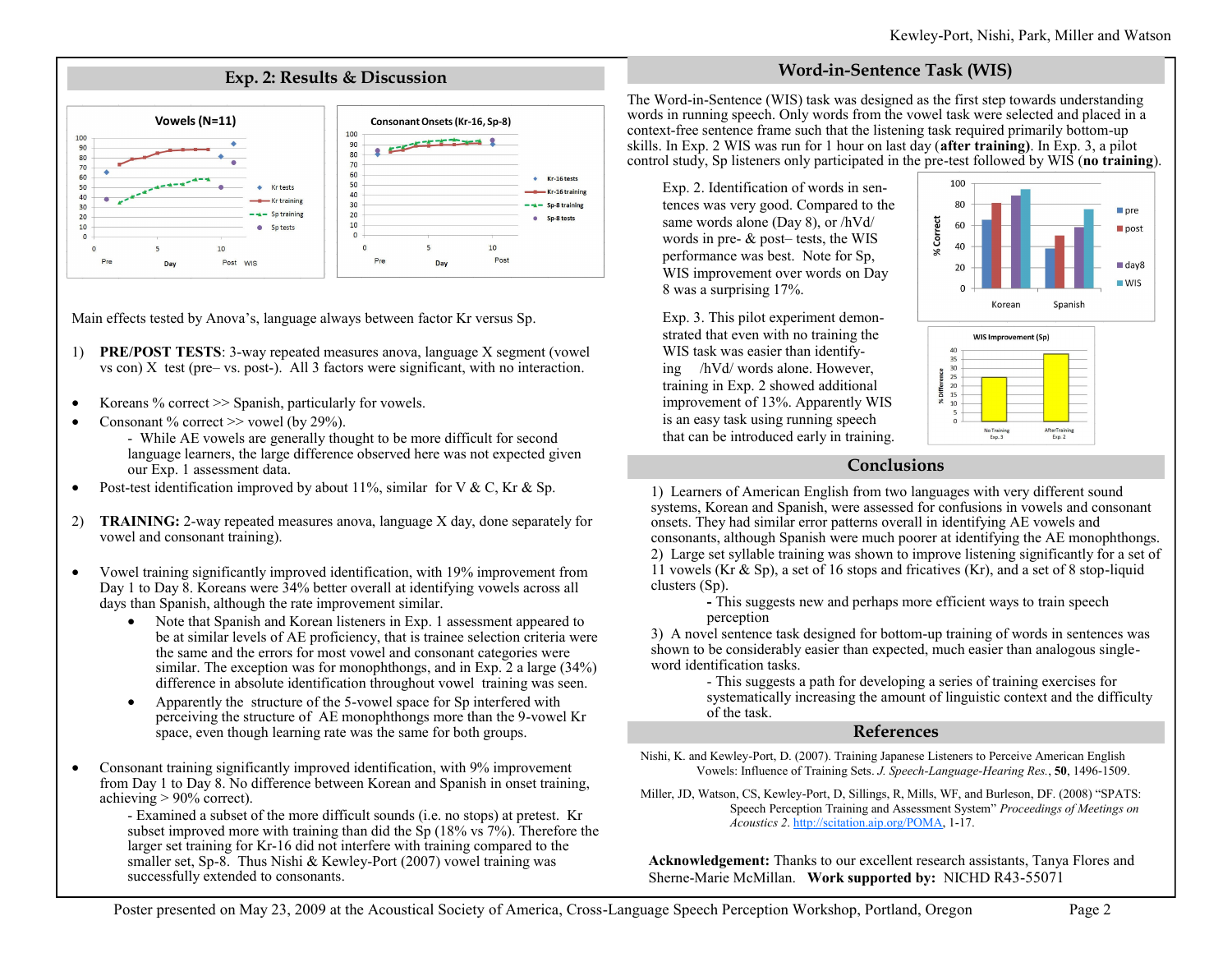## Exp. 2: Results & Discussion

Vowels (N=11)

100
90
80
70
60
50
40
30
20
10
0

0 5 10

Pre Day Post WIS

Kr tests
Kr training
Sp training
Sp tests

Consonant Onsets (Kr-16, Sp-8)

100
90
80
70
60
50
40
30
20
10
0

0 5 10

Pre Day Post

Kr-16 tests
Kr-16 training
Sp-8 training
Sp-8 tests

Main effects tested by Anova's, language always between factor Kr versus Sp.

1) **PRE/POST TESTS**: 3-way repeated measures anova, language X segment (vowel vs con) X test (pre– vs. post-). All 3 factors were significant, with no interaction.

- Koreans % correct >> Spanish, particularly for vowels.
- Consonant % correct >> vowel (by 29%).
  - While AE vowels are generally thought to be more difficult for second language learners, the large difference observed here was not expected given our Exp. 1 assessment data.
- Post-test identification improved by about 11%, similar for V & C, Kr & Sp.

2) **TRAINING:** 2-way repeated measures anova, language X day, done separately for vowel and consonant training).

- Vowel training significantly improved identification, with 19% improvement from Day 1 to Day 8. Koreans were 34% better overall at identifying vowels across all days than Spanish, although the rate improvement similar.
  - Note that Spanish and Korean listeners in Exp. 1 assessment appeared to be at similar levels of AE proficiency, that is trainee selection criteria were the same and the errors for most vowel and consonant categories were similar. The exception was for monophthongs, and in Exp. 2 a large (34%) difference in absolute identification throughout vowel training was seen.
  - Apparently the structure of the 5-vowel space for Sp interfered with perceiving the structure of AE monophthongs more than the 9-vowel Kr space, even though learning rate was the same for both groups.

- Consonant training significantly improved identification, with 9% improvement from Day 1 to Day 8. No difference between Korean and Spanish in onset training, achieving > 90% correct).
  - Examined a subset of the more difficult sounds (i.e. no stops) at pretest. Kr subset improved more with training than did the Sp (18% vs 7%). Therefore the larger set training for Kr-16 did not interfere with training compared to the smaller set, Sp-8. Thus Nishi & Kewley-Port (2007) vowel training was successfully extended to consonants.

## Word-in-Sentence Task (WIS)

The Word-in-Sentence (WIS) task was designed as the first step towards understanding words in running speech. Only words from the vowel task were selected and placed in a context-free sentence frame such that the listening task required primarily bottom-up skills. In Exp. 2 WIS was run for 1 hour on last day (**after training**). In Exp. 3, a pilot control study, Sp listeners only participated in the pre-test followed by WIS (**no training**).

Exp. 2. Identification of words in sentences was very good. Compared to the same words alone (Day 8), or /hVd/ words in pre- & post– tests, the WIS performance was best. Note for Sp, WIS improvement over words on Day 8 was a surprising 17%.

Exp. 3. This pilot experiment demonstrated that even with no training the WIS task was easier than identifying /hVd/ words alone. However, training in Exp. 2 showed additional improvement of 13%. Apparently WIS is an easy task using running speech that can be introduced early in training.

100
80
60
40
20
0
% Correct
Korean Spanish
pre
post
day8
WIS

WIS Improvement (Sp)
40
35
30
25
20
15
10
5
0
% Difference
No Training Exp. 3
AfterTraining Exp. 2

## Conclusions

1) Learners of American English from two languages with very different sound systems, Korean and Spanish, were assessed for confusions in vowels and consonant onsets. They had similar error patterns overall in identifying AE vowels and consonants, although Spanish were much poorer at identifying the AE monophthongs.
2) Large set syllable training was shown to improve listening significantly for a set of 11 vowels (Kr & Sp), a set of 16 stops and fricatives (Kr), and a set of 8 stop-liquid clusters (Sp).
   **-** This suggests new and perhaps more efficient ways to train speech perception
3) A novel sentence task designed for bottom-up training of words in sentences was shown to be considerably easier than expected, much easier than analogous single-word identification tasks.
   - This suggests a path for developing a series of training exercises for systematically increasing the amount of linguistic context and the difficulty of the task.

## References

Nishi, K. and Kewley-Port, D. (2007). Training Japanese Listeners to Perceive American English Vowels: Influence of Training Sets. *J. Speech-Language-Hearing Res.*, **50**, 1496-1509.

Miller, JD, Watson, CS, Kewley-Port, D, Sillings, R, Mills, WF, and Burleson, DF. (2008) "SPATS: Speech Perception Training and Assessment System" *Proceedings of Meetings on Acoustics 2*. http://scitation.aip.org/POMA, 1-17.

**Acknowledgement:** Thanks to our excellent research assistants, Tanya Flores and Sherne-Marie McMillan. **Work supported by:** NICHD R43-55071

Poster presented on May 23, 2009 at the Acoustical Society of America, Cross-Language Speech Perception Workshop, Portland, Oregon